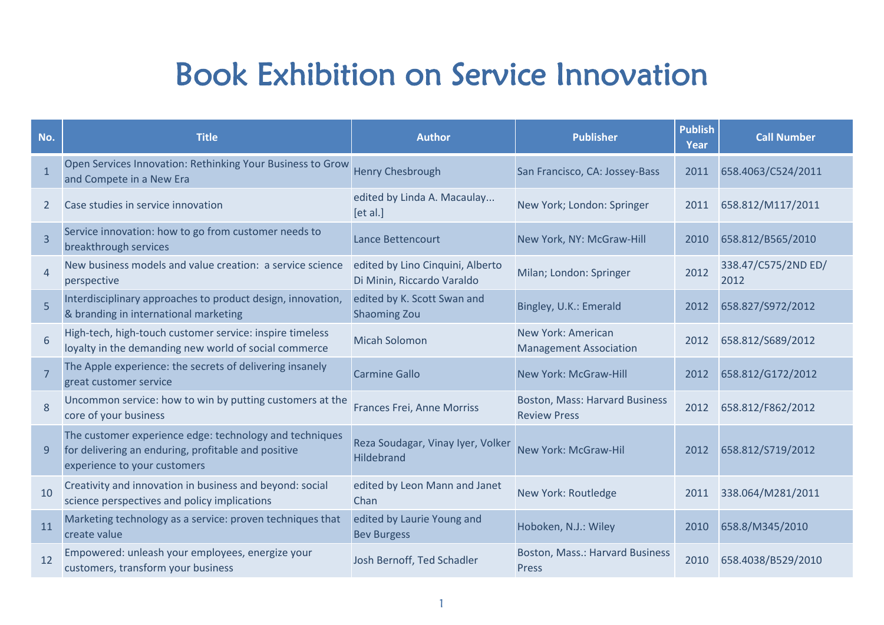# Book Exhibition on Service Innovation

| No. | Title | Author | Publisher | Publish Year | Call Number |
|---|---|---|---|---|---|
| 1 | Open Services Innovation: Rethinking Your Business to Grow and Compete in a New Era | Henry Chesbrough | San Francisco, CA: Jossey-Bass | 2011 | 658.4063/C524/2011 |
| 2 | Case studies in service innovation | edited by Linda A. Macaulay... [et al.] | New York; London: Springer | 2011 | 658.812/M117/2011 |
| 3 | Service innovation: how to go from customer needs to breakthrough services | Lance Bettencourt | New York, NY: McGraw-Hill | 2010 | 658.812/B565/2010 |
| 4 | New business models and value creation: a service science perspective | edited by Lino Cinquini, Alberto Di Minin, Riccardo Varaldo | Milan; London: Springer | 2012 | 338.47/C575/2ND ED/ 2012 |
| 5 | Interdisciplinary approaches to product design, innovation, & branding in international marketing | edited by K. Scott Swan and Shaoming Zou | Bingley, U.K.: Emerald | 2012 | 658.827/S972/2012 |
| 6 | High-tech, high-touch customer service: inspire timeless loyalty in the demanding new world of social commerce | Micah Solomon | New York: American Management Association | 2012 | 658.812/S689/2012 |
| 7 | The Apple experience: the secrets of delivering insanely great customer service | Carmine Gallo | New York: McGraw-Hill | 2012 | 658.812/G172/2012 |
| 8 | Uncommon service: how to win by putting customers at the core of your business | Frances Frei, Anne Morriss | Boston, Mass: Harvard Business Review Press | 2012 | 658.812/F862/2012 |
| 9 | The customer experience edge: technology and techniques for delivering an enduring, profitable and positive experience to your customers | Reza Soudagar, Vinay Iyer, Volker Hildebrand | New York: McGraw-Hil | 2012 | 658.812/S719/2012 |
| 10 | Creativity and innovation in business and beyond: social science perspectives and policy implications | edited by Leon Mann and Janet Chan | New York: Routledge | 2011 | 338.064/M281/2011 |
| 11 | Marketing technology as a service: proven techniques that create value | edited by Laurie Young and Bev Burgess | Hoboken, N.J.: Wiley | 2010 | 658.8/M345/2010 |
| 12 | Empowered: unleash your employees, energize your customers, transform your business | Josh Bernoff, Ted Schadler | Boston, Mass.: Harvard Business Press | 2010 | 658.4038/B529/2010 |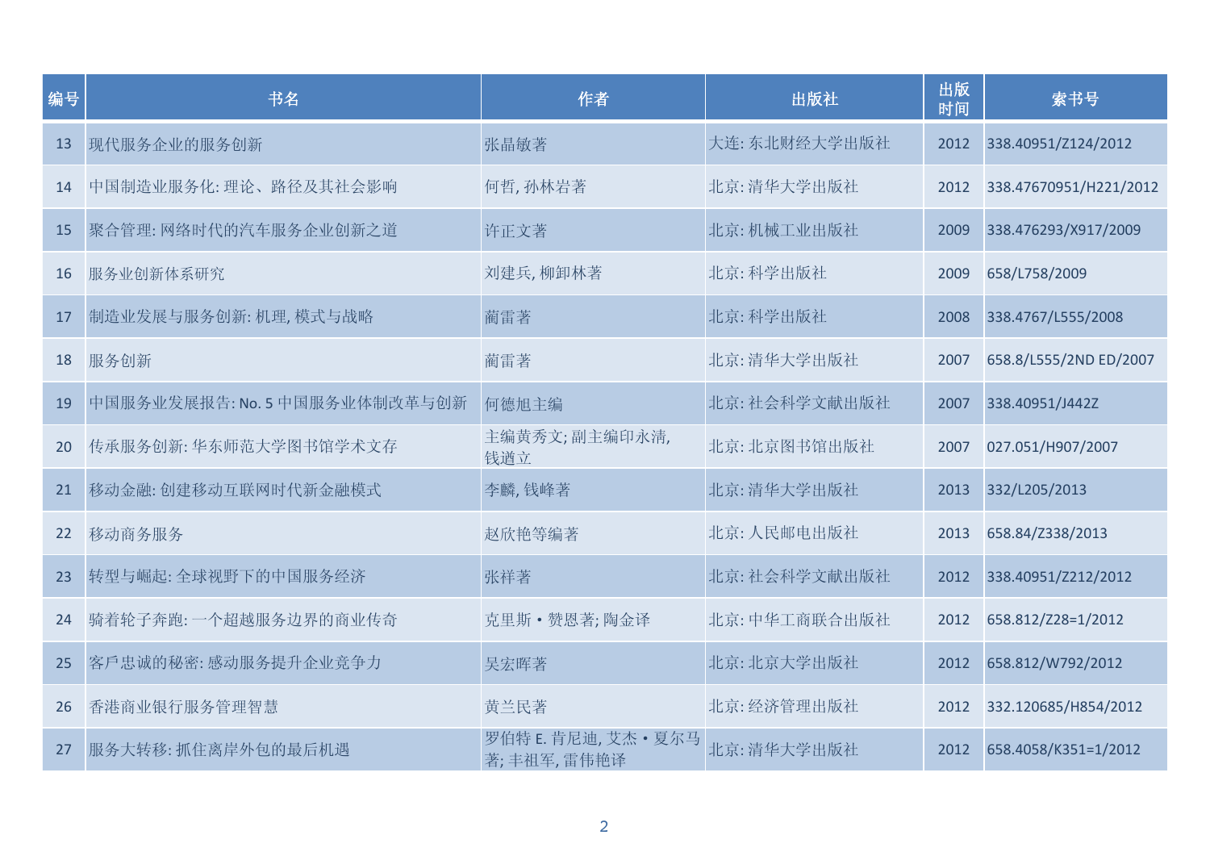| 编号 | 书名 | 作者 | 出版社 | 出版时间 | 索书号 |
| --- | --- | --- | --- | --- | --- |
| 13 | 现代服务企业的服务创新 | 张晶敏著 | 大连: 东北财经大学出版社 | 2012 | 338.40951/Z124/2012 |
| 14 | 中国制造业服务化: 理论、路径及其社会影响 | 何哲, 孙林岩著 | 北京: 清华大学出版社 | 2012 | 338.47670951/H221/2012 |
| 15 | 聚合管理: 网络时代的汽车服务企业创新之道 | 许正文著 | 北京: 机械工业出版社 | 2009 | 338.476293/X917/2009 |
| 16 | 服务业创新体系研究 | 刘建兵, 柳卸林著 | 北京: 科学出版社 | 2009 | 658/L758/2009 |
| 17 | 制造业发展与服务创新: 机理, 模式与战略 | 蔺雷著 | 北京: 科学出版社 | 2008 | 338.4767/L555/2008 |
| 18 | 服务创新 | 蔺雷著 | 北京: 清华大学出版社 | 2007 | 658.8/L555/2ND ED/2007 |
| 19 | 中国服务业发展报告: No. 5 中国服务业体制改革与创新 | 何德旭主编 | 北京: 社会科学文献出版社 | 2007 | 338.40951/J442Z |
| 20 | 传承服务创新: 华东师范大学图书馆学术文存 | 主编黄秀文; 副主编印永清, 钱道立 | 北京: 北京图书馆出版社 | 2007 | 027.051/H907/2007 |
| 21 | 移动金融: 创建移动互联网时代新金融模式 | 李麟, 钱峰著 | 北京: 清华大学出版社 | 2013 | 332/L205/2013 |
| 22 | 移动商务服务 | 赵欣艳等编著 | 北京: 人民邮电出版社 | 2013 | 658.84/Z338/2013 |
| 23 | 转型与崛起: 全球视野下的中国服务经济 | 张祥著 | 北京: 社会科学文献出版社 | 2012 | 338.40951/Z212/2012 |
| 24 | 骑着轮子奔跑: 一个超越服务边界的商业传奇 | 克里斯・赞恩著; 陶金译 | 北京: 中华工商联合出版社 | 2012 | 658.812/Z28=1/2012 |
| 25 | 客戶忠诚的秘密: 感动服务提升企业竞争力 | 吴宏晖著 | 北京: 北京大学出版社 | 2012 | 658.812/W792/2012 |
| 26 | 香港商业银行服务管理智慧 | 黄兰民著 | 北京: 经济管理出版社 | 2012 | 332.120685/H854/2012 |
| 27 | 服务大转移: 抓住离岸外包的最后机遇 | 罗伯特 E. 肯尼迪, 艾杰・夏尔马著; 丰祖军, 雷伟艳译 | 北京: 清华大学出版社 | 2012 | 658.4058/K351=1/2012 |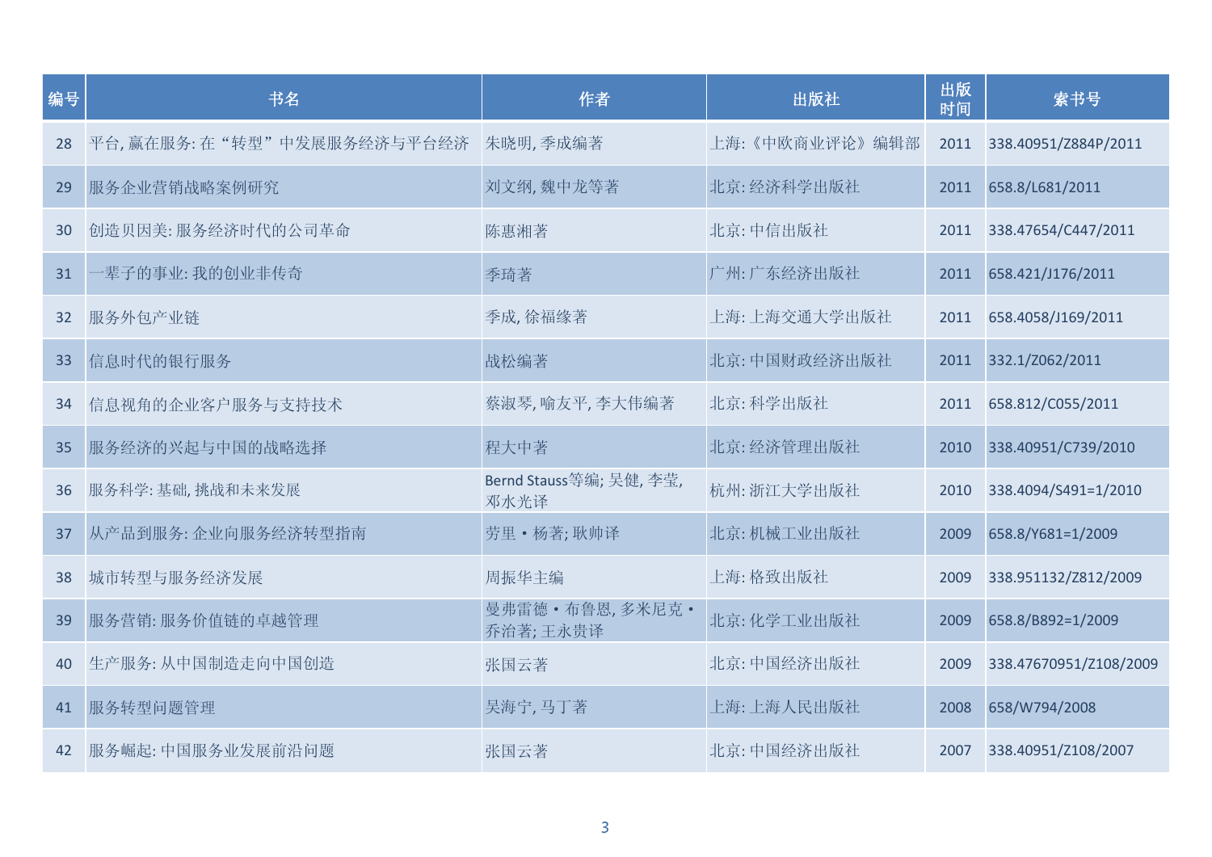| 编号 | 书名 | 作者 | 出版社 | 出版时间 | 索书号 |
|---|---|---|---|---|---|
| 28 | 平台, 赢在服务: 在“转型”中发展服务经济与平台经济 | 朱晓明, 季成编著 | 上海:《中欧商业评论》编辑部 | 2011 | 338.40951/Z884P/2011 |
| 29 | 服务企业营销战略案例研究 | 刘文纲, 魏中龙等著 | 北京: 经济科学出版社 | 2011 | 658.8/L681/2011 |
| 30 | 创造贝因美: 服务经济时代的公司革命 | 陈惠湘著 | 北京: 中信出版社 | 2011 | 338.47654/C447/2011 |
| 31 | 一辈子的事业: 我的创业非传奇 | 季琦著 | 广州: 广东经济出版社 | 2011 | 658.421/J176/2011 |
| 32 | 服务外包产业链 | 季成, 徐福缘著 | 上海: 上海交通大学出版社 | 2011 | 658.4058/J169/2011 |
| 33 | 信息时代的银行服务 | 战松编著 | 北京: 中国财政经济出版社 | 2011 | 332.1/Z062/2011 |
| 34 | 信息视角的企业客户服务与支持技术 | 蔡淑琴, 喻友平, 李大伟编著 | 北京: 科学出版社 | 2011 | 658.812/C055/2011 |
| 35 | 服务经济的兴起与中国的战略选择 | 程大中著 | 北京: 经济管理出版社 | 2010 | 338.40951/C739/2010 |
| 36 | 服务科学: 基础, 挑战和未来发展 | Bernd Stauss等编; 吴健, 李莹, 邓水光译 | 杭州: 浙江大学出版社 | 2010 | 338.4094/S491=1/2010 |
| 37 | 从产品到服务: 企业向服务经济转型指南 | 劳里・杨著; 耿帅译 | 北京: 机械工业出版社 | 2009 | 658.8/Y681=1/2009 |
| 38 | 城市转型与服务经济发展 | 周振华主编 | 上海: 格致出版社 | 2009 | 338.951132/Z812/2009 |
| 39 | 服务营销: 服务价值链的卓越管理 | 曼弗雷德・布鲁恩, 多米尼克・乔治著; 王永贵译 | 北京: 化学工业出版社 | 2009 | 658.8/B892=1/2009 |
| 40 | 生产服务: 从中国制造走向中国创造 | 张国云著 | 北京: 中国经济出版社 | 2009 | 338.47670951/Z108/2009 |
| 41 | 服务转型问题管理 | 吴海宁, 马丁著 | 上海: 上海人民出版社 | 2008 | 658/W794/2008 |
| 42 | 服务崛起: 中国服务业发展前沿问题 | 张国云著 | 北京: 中国经济出版社 | 2007 | 338.40951/Z108/2007 |